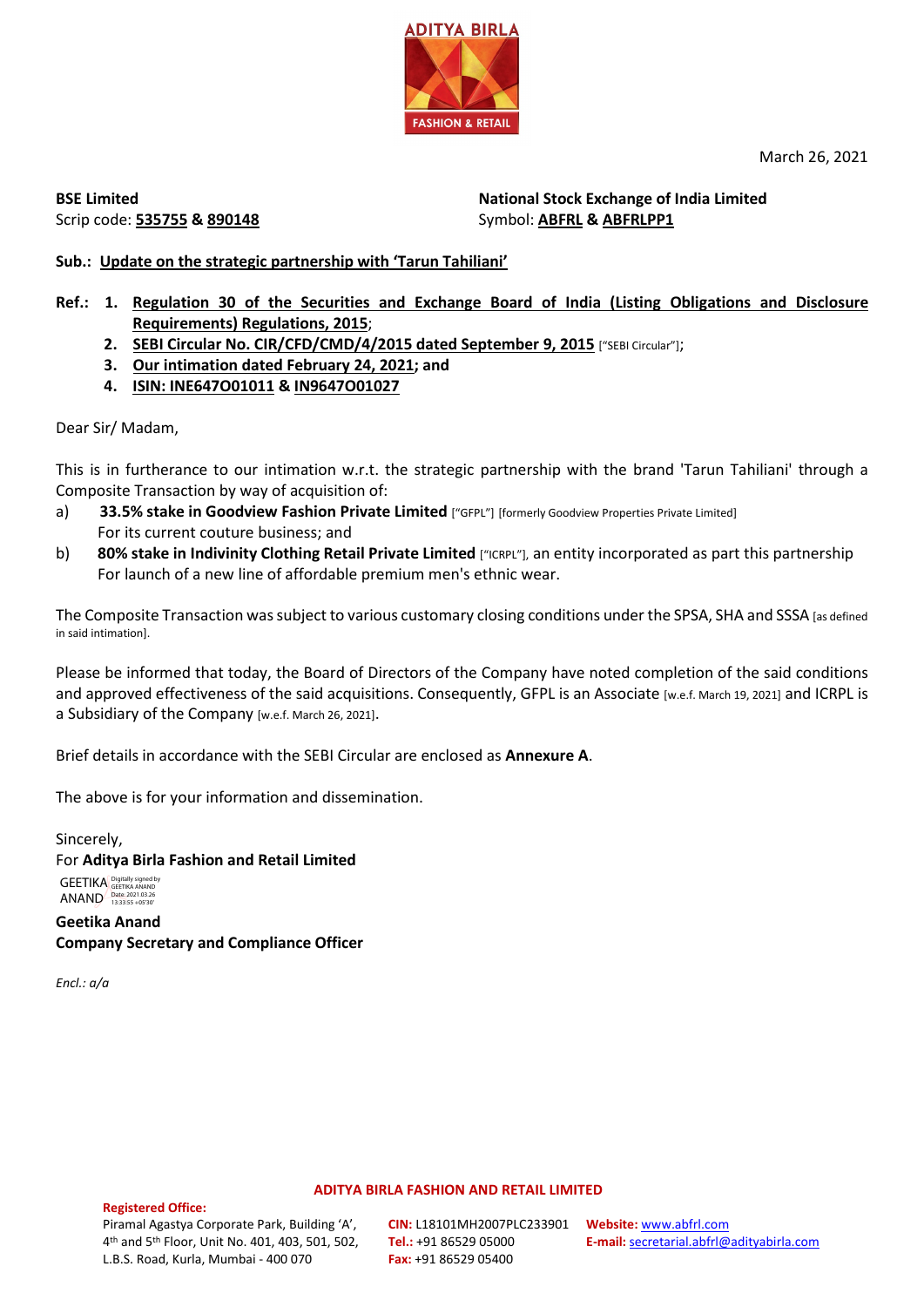March 26, 2021

**BSE Limited**
Scrip code: **535755** & **890148**

**National Stock Exchange of India Limited**
Symbol: **ABFRL** & **ABFRLPP1**

**Sub.:** **Update on the strategic partnership with 'Tarun Tahiliani'**

**Ref.:**
1. **Regulation 30 of the Securities and Exchange Board of India (Listing Obligations and Disclosure Requirements) Regulations, 2015**;
2. **SEBI Circular No. CIR/CFD/CMD/4/2015 dated September 9, 2015** ["SEBI Circular"];
3. **Our intimation dated February 24, 2021; and**
4. **ISIN: INE647O01011 & IN9647O01027**

Dear Sir/ Madam,

This is in furtherance to our intimation w.r.t. the strategic partnership with the brand 'Tarun Tahiliani' through a Composite Transaction by way of acquisition of:

a) **33.5% stake in Goodview Fashion Private Limited** ["GFPL"] [formerly Goodview Properties Private Limited] For its current couture business; and

b) **80% stake in Indivinity Clothing Retail Private Limited** ["ICRPL"], an entity incorporated as part this partnership For launch of a new line of affordable premium men's ethnic wear.

The Composite Transaction was subject to various customary closing conditions under the SPSA, SHA and SSSA [as defined in said intimation].

Please be informed that today, the Board of Directors of the Company have noted completion of the said conditions and approved effectiveness of the said acquisitions. Consequently, GFPL is an Associate [w.e.f. March 19, 2021] and ICRPL is a Subsidiary of the Company [w.e.f. March 26, 2021].

Brief details in accordance with the SEBI Circular are enclosed as **Annexure A**.

The above is for your information and dissemination.

Sincerely,
For **Aditya Birla Fashion and Retail Limited**

GEETIKA ANAND (Digitally signed by GEETIKA ANAND Date: 2021.03.26 13:33:55 +05'30')

**Geetika Anand**
**Company Secretary and Compliance Officer**

*Encl.: a/a*

**ADITYA BIRLA FASHION AND RETAIL LIMITED**

**Registered Office:**
Piramal Agastya Corporate Park, Building 'A', 4th and 5th Floor, Unit No. 401, 403, 501, 502, L.B.S. Road, Kurla, Mumbai - 400 070

**CIN:** L18101MH2007PLC233901
**Tel.:** +91 86529 05000
**Fax:** +91 86529 05400

**Website:** www.abfrl.com
**E-mail:** secretarial.abfrl@adityabirla.com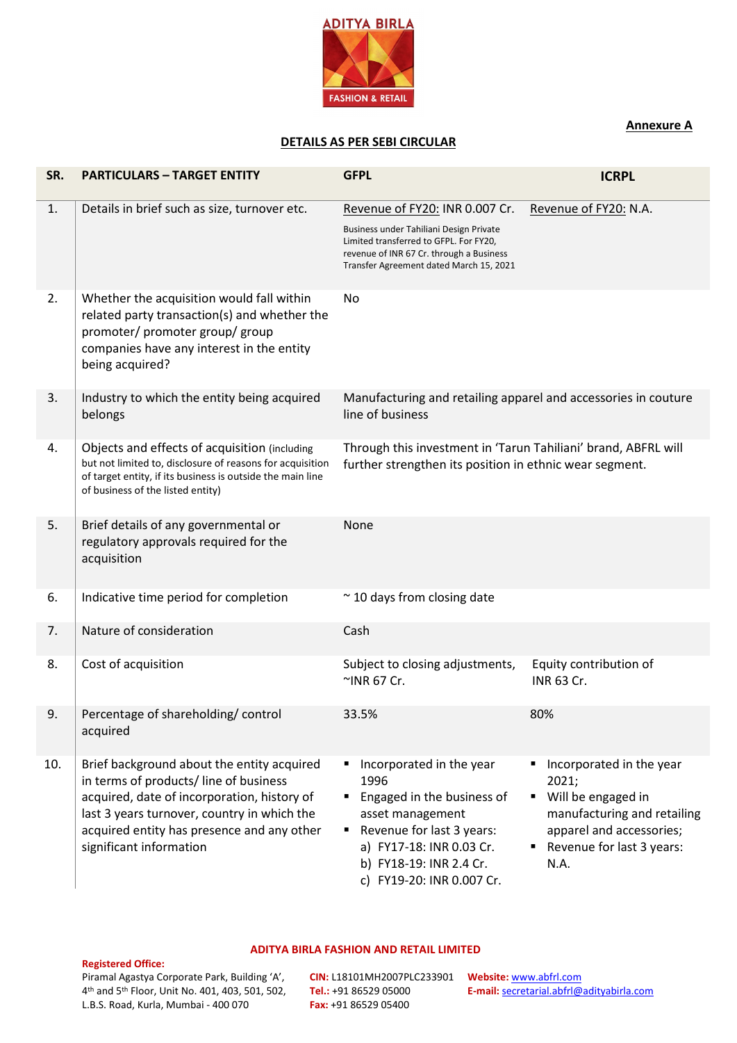ADITYA BIRLA

FASHION & RETAIL

**Annexure A**

**DETAILS AS PER SEBI CIRCULAR**

| SR. | PARTICULARS – TARGET ENTITY | GFPL | ICRPL |
|---|---|---|---|
| 1. | Details in brief such as size, turnover etc. | Revenue of FY20: INR 0.007 Cr.<br>Business under Tahiliani Design Private Limited transferred to GFPL. For FY20, revenue of INR 67 Cr. through a Business Transfer Agreement dated March 15, 2021 | Revenue of FY20: N.A. |
| 2. | Whether the acquisition would fall within related party transaction(s) and whether the promoter/ promoter group/ group companies have any interest in the entity being acquired? | No | |
| 3. | Industry to which the entity being acquired belongs | Manufacturing and retailing apparel and accessories in couture line of business | |
| 4. | Objects and effects of acquisition (including but not limited to, disclosure of reasons for acquisition of target entity, if its business is outside the main line of business of the listed entity) | Through this investment in 'Tarun Tahiliani' brand, ABFRL will further strengthen its position in ethnic wear segment. | |
| 5. | Brief details of any governmental or regulatory approvals required for the acquisition | None | |
| 6. | Indicative time period for completion | ~ 10 days from closing date | |
| 7. | Nature of consideration | Cash | |
| 8. | Cost of acquisition | Subject to closing adjustments, ~INR 67 Cr. | Equity contribution of INR 63 Cr. |
| 9. | Percentage of shareholding/ control acquired | 33.5% | 80% |
| 10. | Brief background about the entity acquired in terms of products/ line of business acquired, date of incorporation, history of last 3 years turnover, country in which the acquired entity has presence and any other significant information | ▪ Incorporated in the year 1996<br>▪ Engaged in the business of asset management<br>▪ Revenue for last 3 years:<br>a) FY17-18: INR 0.03 Cr.<br>b) FY18-19: INR 2.4 Cr.<br>c) FY19-20: INR 0.007 Cr. | ▪ Incorporated in the year 2021;<br>▪ Will be engaged in manufacturing and retailing apparel and accessories;<br>▪ Revenue for last 3 years: N.A. |

**ADITYA BIRLA FASHION AND RETAIL LIMITED**

**Registered Office:**
Piramal Agastya Corporate Park, Building 'A', 4th and 5th Floor, Unit No. 401, 403, 501, 502, L.B.S. Road, Kurla, Mumbai - 400 070

**CIN:** L18101MH2007PLC233901
**Tel.:** +91 86529 05000
**Fax:** +91 86529 05400

**Website:** www.abfrl.com
**E-mail:** secretarial.abfrl@adityabirla.com